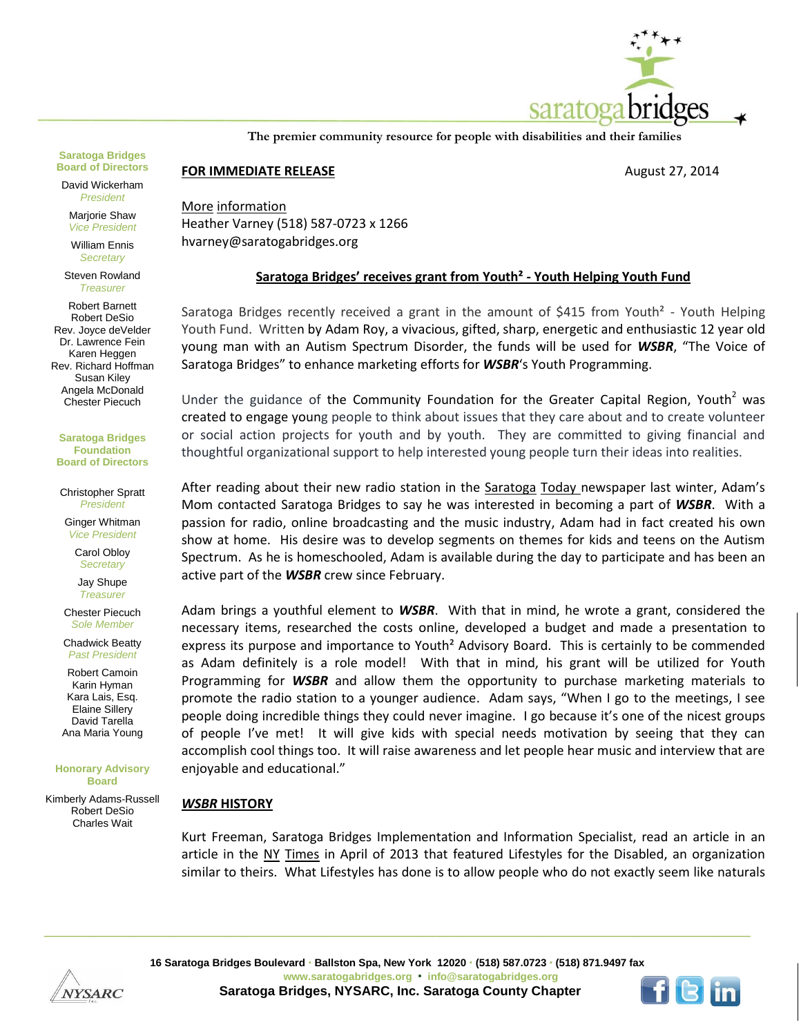The premier community resource for people with disabilities and their families

**Saratoga Bridges Board of Directors**

David Wickerham
*President*

Marjorie Shaw
*Vice President*

William Ennis
*Secretary*

Steven Rowland
*Treasurer*

Robert Barnett
Robert DeSio
Rev. Joyce deVelder
Dr. Lawrence Fein
Karen Heggen
Rev. Richard Hoffman
Susan Kiley
Angela McDonald
Chester Piecuch

**Saratoga Bridges Foundation Board of Directors**

Christopher Spratt
*President*

Ginger Whitman
*Vice President*

Carol Obloy
*Secretary*

Jay Shupe
*Treasurer*

Chester Piecuch
*Sole Member*

Chadwick Beatty
*Past President*

Robert Camoin
Karin Hyman
Kara Lais, Esq.
Elaine Sillery
David Tarella
Ana Maria Young

**Honorary Advisory Board**

Kimberly Adams-Russell
Robert DeSio
Charles Wait

**FOR IMMEDIATE RELEASE** August 27, 2014

More information
Heather Varney (518) 587-0723 x 1266
hvarney@saratogabridges.org

## Saratoga Bridges' receives grant from Youth² - Youth Helping Youth Fund

Saratoga Bridges recently received a grant in the amount of $415 from Youth² - Youth Helping Youth Fund. Written by Adam Roy, a vivacious, gifted, sharp, energetic and enthusiastic 12 year old young man with an Autism Spectrum Disorder, the funds will be used for ***WSBR***, "The Voice of Saratoga Bridges" to enhance marketing efforts for ***WSBR***'s Youth Programming.

Under the guidance of the Community Foundation for the Greater Capital Region, Youth$^2$ was created to engage young people to think about issues that they care about and to create volunteer or social action projects for youth and by youth. They are committed to giving financial and thoughtful organizational support to help interested young people turn their ideas into realities.

After reading about their new radio station in the Saratoga Today newspaper last winter, Adam's Mom contacted Saratoga Bridges to say he was interested in becoming a part of ***WSBR***. With a passion for radio, online broadcasting and the music industry, Adam had in fact created his own show at home. His desire was to develop segments on themes for kids and teens on the Autism Spectrum. As he is homeschooled, Adam is available during the day to participate and has been an active part of the ***WSBR*** crew since February.

Adam brings a youthful element to ***WSBR***. With that in mind, he wrote a grant, considered the necessary items, researched the costs online, developed a budget and made a presentation to express its purpose and importance to Youth² Advisory Board. This is certainly to be commended as Adam definitely is a role model! With that in mind, his grant will be utilized for Youth Programming for ***WSBR*** and allow them the opportunity to purchase marketing materials to promote the radio station to a younger audience. Adam says, "When I go to the meetings, I see people doing incredible things they could never imagine. I go because it's one of the nicest groups of people I've met! It will give kids with special needs motivation by seeing that they can accomplish cool things too. It will raise awareness and let people hear music and interview that are enjoyable and educational."

### *WSBR* HISTORY

Kurt Freeman, Saratoga Bridges Implementation and Information Specialist, read an article in an article in the NY Times in April of 2013 that featured Lifestyles for the Disabled, an organization similar to theirs. What Lifestyles has done is to allow people who do not exactly seem like naturals

16 Saratoga Bridges Boulevard • Ballston Spa, New York 12020 • (518) 587.0723 • (518) 871.9497 fax
www.saratogabridges.org • info@saratogabridges.org
Saratoga Bridges, NYSARC, Inc. Saratoga County Chapter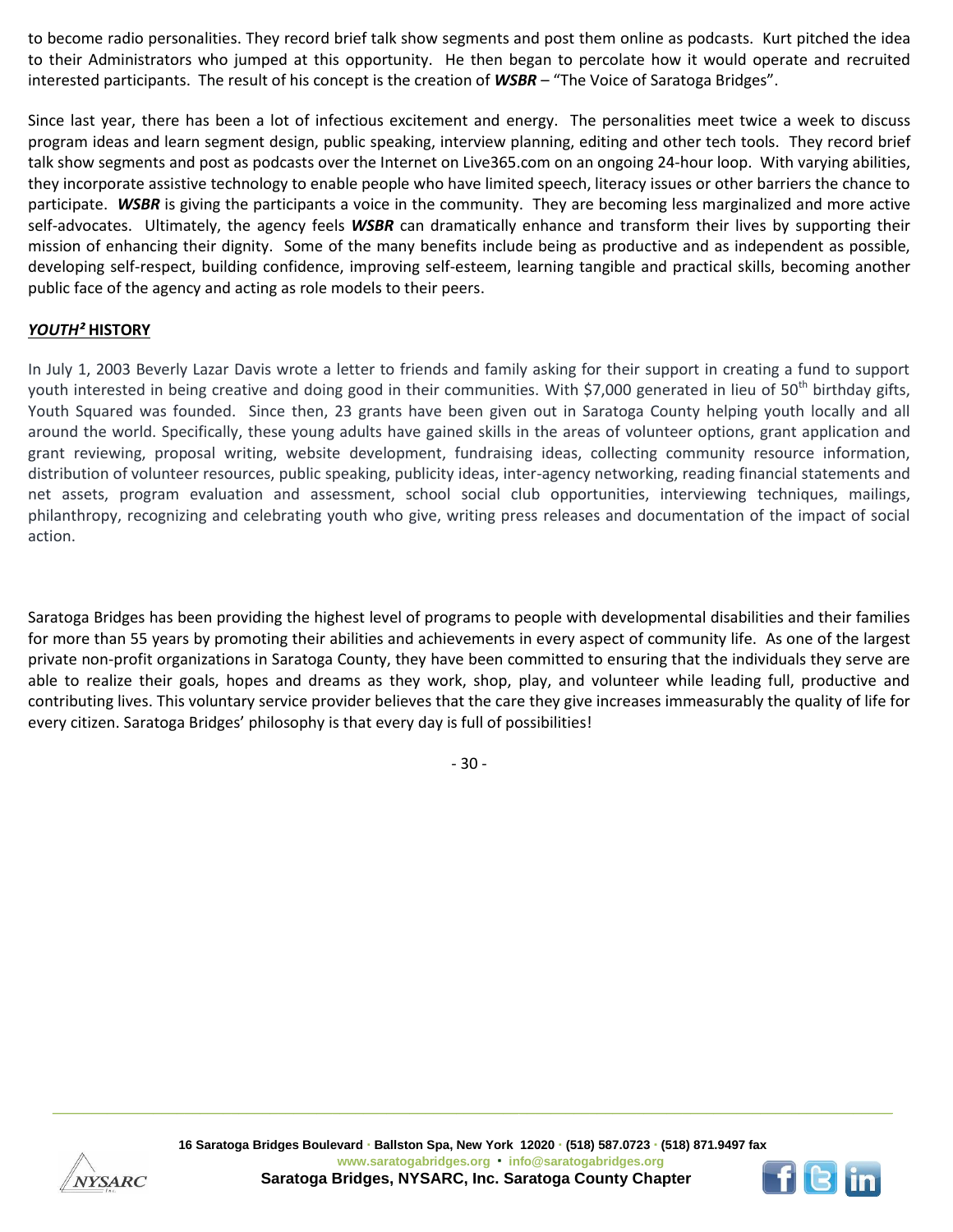to become radio personalities. They record brief talk show segments and post them online as podcasts. Kurt pitched the idea to their Administrators who jumped at this opportunity. He then began to percolate how it would operate and recruited interested participants. The result of his concept is the creation of ***WSBR*** – "The Voice of Saratoga Bridges".

Since last year, there has been a lot of infectious excitement and energy. The personalities meet twice a week to discuss program ideas and learn segment design, public speaking, interview planning, editing and other tech tools. They record brief talk show segments and post as podcasts over the Internet on Live365.com on an ongoing 24-hour loop. With varying abilities, they incorporate assistive technology to enable people who have limited speech, literacy issues or other barriers the chance to participate. ***WSBR*** is giving the participants a voice in the community. They are becoming less marginalized and more active self-advocates. Ultimately, the agency feels ***WSBR*** can dramatically enhance and transform their lives by supporting their mission of enhancing their dignity. Some of the many benefits include being as productive and as independent as possible, developing self-respect, building confidence, improving self-esteem, learning tangible and practical skills, becoming another public face of the agency and acting as role models to their peers.

## ***YOUTH²*** **HISTORY**

In July 1, 2003 Beverly Lazar Davis wrote a letter to friends and family asking for their support in creating a fund to support youth interested in being creative and doing good in their communities. With $7,000 generated in lieu of 50th birthday gifts, Youth Squared was founded. Since then, 23 grants have been given out in Saratoga County helping youth locally and all around the world. Specifically, these young adults have gained skills in the areas of volunteer options, grant application and grant reviewing, proposal writing, website development, fundraising ideas, collecting community resource information, distribution of volunteer resources, public speaking, publicity ideas, inter-agency networking, reading financial statements and net assets, program evaluation and assessment, school social club opportunities, interviewing techniques, mailings, philanthropy, recognizing and celebrating youth who give, writing press releases and documentation of the impact of social action.

Saratoga Bridges has been providing the highest level of programs to people with developmental disabilities and their families for more than 55 years by promoting their abilities and achievements in every aspect of community life. As one of the largest private non-profit organizations in Saratoga County, they have been committed to ensuring that the individuals they serve are able to realize their goals, hopes and dreams as they work, shop, play, and volunteer while leading full, productive and contributing lives. This voluntary service provider believes that the care they give increases immeasurably the quality of life for every citizen. Saratoga Bridges' philosophy is that every day is full of possibilities!

**16 Saratoga Bridges Boulevard · Ballston Spa, New York 12020 · (518) 587.0723 · (518) 871.9497 fax**
www.saratogabridges.org · info@saratogabridges.org
**Saratoga Bridges, NYSARC, Inc. Saratoga County Chapter**